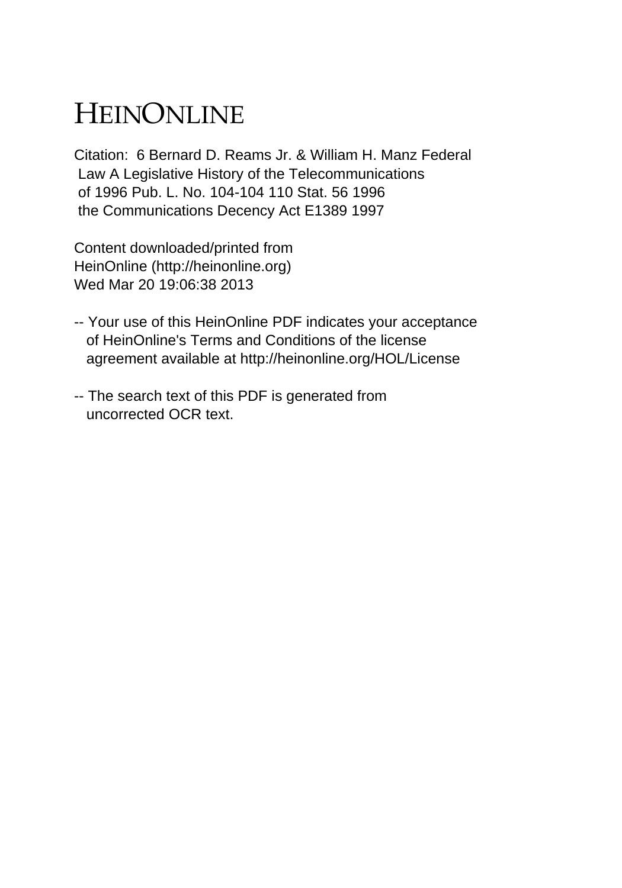# HEINONLINE

Citation: 6 Bernard D. Reams Jr. & William H. Manz Federal Law A Legislative History of the Telecommunications of 1996 Pub. L. No. 104-104 110 Stat. 56 1996 the Communications Decency Act E1389 1997

Content downloaded/printed from HeinOnline (http://heinonline.org) Wed Mar 20 19:06:38 2013

-- Your use of this HeinOnline PDF indicates your acceptance of HeinOnline's Terms and Conditions of the license agreement available at http://heinonline.org/HOL/License

-- The search text of this PDF is generated from uncorrected OCR text.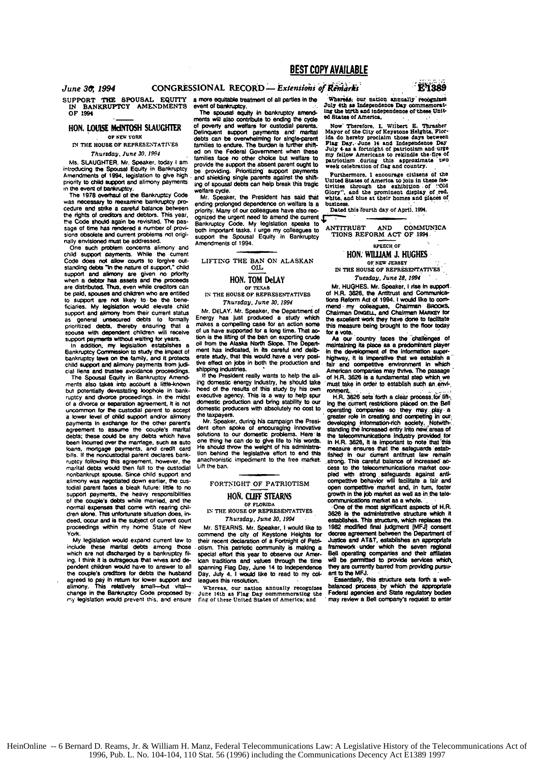## SUPPORT THE SPOUSAL EQUITY IN BANKRUPTCY AMENDMENTS OF 1994

### HON. LOUISE McINTOSH SLAUGHTER
OF NEW YORK
IN THE HOUSE OF REPRESENTATIVES
*Thursday, June 30, 1994*

Ms. SLAUGHTER. Mr. Speaker, today I am introducing the Spousal Equity in Bankruptcy Amendments of 1994, legislation to give high priority to child support and alimony payments in the event of bankruptcy.

The 1978 overhaul of the Bankruptcy Code was necessary to reexamine bankruptcy procedure and strike a careful balance between the rights of creditors and debtors. This year, the Code should again be revisited. The passage of time has rendered a number of provisions obsolete and current problems not originally envisioned must be addressed.

One such problem concerns alimony and child support payments. While the current Code does not allow courts to forgive outstanding debts "in the nature of support," child support and alimony are given no priority when a debtor has assets and the proceeds are distributed. Thus, even while creditors can be paid, spouses and children who are entitled to support are not likely to be the beneficiaries. My legislation would elevate child support and alimony from their current status as general unsecured debts to formally prioritized debts, thereby ensuring that a spouse with dependent children will receive support payments without waiting for years.

In addition, my legislation establishes a Bankruptcy Commission to study the impact of bankruptcy laws on the family, and it protects child support and alimony payments from judicial liens and trustee avoidance proceedings.

The Spousal Equity in Bankruptcy Amendments also takes into account a little-known but potentially devastating loophole in bankruptcy and divorce proceedings. In the midst of a divorce or separation agreement, it is not uncommon for the custodial parent to accept a lower level of child support and/or alimony payments in exchange for the other parent's agreement to assume the couple's marital debts; these could be any debts which have been incurred over the marriage, such as auto loans, mortgage payments, and credit card bills. If the noncustodial parent declares bankruptcy following this agreement, however, the marital debts would then fall to the custodial nonbankrupt spouse. Since child support and alimony was negotiated down earlier, the custodial parent faces a bleak future: little to no support payments, the heavy responsibilities of the couple's debts while married, and the normal expenses that come with rearing children alone. This unfortunate situation does, indeed, occur and is the subject of current court proceedings within my home State of New York.

My legislation would expand current law to include these marital debts among those which are not discharged by a bankruptcy filing. I think it is outrageous that wives and dependent children would have to answer to all the couple's creditors for debts the husband agreed to pay in return for lower support and alimony. This relatively small—but vital—change in the Bankruptcy Code proposed by my legislation would prevent this, and ensure a more equitable treatment of all parties in the event of bankruptcy.

The spousal equity in bankruptcy amendments will also contribute to ending the cycle of poverty and welfare for custodial parents. Delinquent support payments and marital debts can be overwhelming for single-parent families to endure. The burden is further shifted on the Federal Government when these families face no other choice but welfare to provide the support the absent parent ought to be providing. Prioritizing support payments and shielding single parents against the shifting of spousal debts can help break this tragic welfare cycle.

Mr. Speaker, the President has said that ending prolonged dependence on welfare is a priority. Many of our colleagues have also recognized the urgent need to amend the current Bankruptcy Code. My legislation speaks to both important tasks. I urge my colleagues to support the Spousal Equity in Bankruptcy Amendments of 1994.

## LIFTING THE BAN ON ALASKAN OIL

### HON. TOM DeLAY
OF TEXAS
IN THE HOUSE OF REPRESENTATIVES
*Thursday, June 30, 1994*

Mr. DELAY. Mr. Speaker, the Department of Energy has just produced a study which makes a compelling case for an action some of us have supported for a long time. That action is the lifting of the ban on exporting crude oil from the Alaska North Slope. The Department has indicated, in its careful and deliberate study, that this would have a very positive effect on jobs in both the production and shipping industries.

If the President really wants to help the ailing domestic energy industry, he should take heed of the results of this study by his own executive agency. This is a way to help spur domestic production and bring stability to our domestic producers with absolutely no cost to the taxpayers.

Mr. Speaker, during his campaign the President often spoke of encouraging innovative solutions to our domestic problems. Here is one thing he can do to give life to his words. He should throw the weight of his administration behind the legislative effort to end this anachronistic impediment to the free market. Lift the ban.

## FORTNIGHT OF PATRIOTISM

### HON. CLIFF STEARNS
OF FLORIDA
IN THE HOUSE OF REPRESENTATIVES
*Thursday, June 30, 1994*

Mr. STEARNS. Mr. Speaker, I would like to commend the city of Keystone Heights for their recent declaration of a Fortnight of Patriotism. This patriotic community is making a special effort this year to observe our American traditions and values through the time spanning Flag Day, June 14 to Independence Day, July 4. I would like to read to my colleagues this resolution.

Whereas, our nation annually recognizes June 14th as Flag Day commemorating the flag of these United States of America; and

Whereas, our nation annually recognizes July 4th as Independence Day commemorating the birth and independence of these United States of America,

Now Therefore, I, Wilbert E. Thrasher Mayor of the City of Keystone Heights, Florida do hereby proclaim those days between Flag Day, June 14 and Independence Day July 4 as a fortnight of patriotism and urge my fellow Americans to rekindle the fire of patriotism during this approximate two week celebration of flag and country.

Furthermore, I encourage citizens of the United States of America to join in these festivities through the exhibition of "Old Glory", and the prominent display of red, white, and blue at their homes and places of business.

Dated this fourth day of April, 1994.

## ANTITRUST AND COMMUNICATIONS REFORM ACT OF 1994

SPEECH OF

### HON. WILLIAM J. HUGHES
OF NEW JERSEY
IN THE HOUSE OF REPRESENTATIVES
*Tuesday, June 28, 1994*

Mr. HUGHES. Mr. Speaker, I rise in support of H.R. 3626, the Antitrust and Communications Reform Act of 1994. I would like to commend my colleagues, Chairman BROOKS, Chairman DINGELL, and Chairman MARKEY for the excellent work they have done to facilitate this measure being brought to the floor today for a vote.

As our country faces the challenges of maintaining its place as a predominant player in the development of the information superhighway, it is imperative that we establish a fair and competitive environment in which American companies may thrive. The passage of H.R. 3626 is a fundamental step which we must take in order to establish such an environment.

H.R. 3626 sets forth a clear process for lifting the current restrictions placed on the Bell operating companies so they may play a greater role in creating and competing in our developing information-rich society. Notwithstanding the increased entry into new areas of the telecommunications industry provided for in H.R. 3626, it is important to note that this measure ensures that the safeguards established in our current antitrust law remain strong. This careful balance of increased access to the telecommunications market coupled with strong safeguards against anticompetitive behavior will facilitate a fair and open competitive market and, in turn, foster growth in the job market as well as in the telecommunications market as a whole.

One of the most significant aspects of H.R. 3626 is the administrative structure which it establishes. This structure, which replaces the 1982 modified final judgment [MFJ] consent decree agreement between the Department of Justice and AT&T, establishes an appropriate framework under which the seven regional Bell operating companies and their affiliates will be permitted to provide services which they are currently barred from providing pursuant to the MFJ.

Essentially, this structure sets forth a well-balanced process by which the appropriate Federal agencies and State regulatory bodies may review a Bell company's request to enter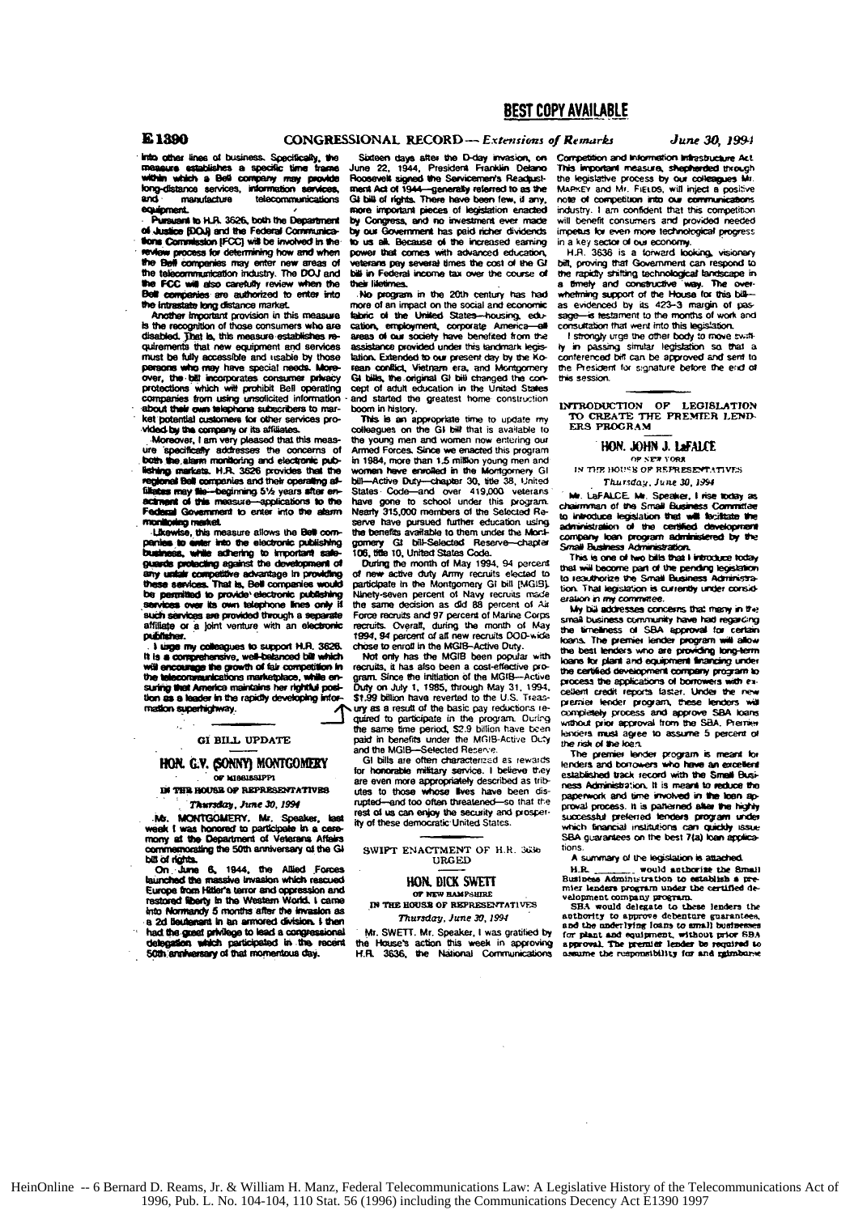into other lines of business. Specifically, the measure establishes a specific time frame within which a Bell company may provide long-distance services, information services, and manufacture telecommunications equipment.

Pursuant to H.R. 3626, both the Department of Justice [DOJ] and the Federal Communications Commission [FCC] will be involved in the review process for determining how and when the Bell companies may enter new areas of the telecommunication industry. The DOJ and the FCC will also carefully review when the Bell companies are authorized to enter into the intrastate long distance market.

Another important provision in this measure is the recognition of those consumers who are disabled. That is, this measure establishes requirements that new equipment and services must be fully accessible and usable by those persons who may have special needs. Moreover, the bill incorporates consumer privacy protections which will prohibit Bell operating companies from using unsolicited information about their own telephone subscribers to market potential customers for other services provided by the company or its affiliates.

Moreover, I am very pleased that this measure specifically addresses the concerns of both the alarm monitoring and electronic publishing markets. H.R. 3626 provides that the regional Bell companies and their operating affiliates may file—beginning 5½ years after enactment of this measure—applications to the Federal Government to enter into the alarm monitoring market.

Likewise, this measure allows the Bell companies to enter into the electronic publishing business, while adhering to important safeguards protecting against the development of any unfair competitive advantage in providing these services. That is, Bell companies would be permitted to provide electronic publishing services over its own telephone lines only if such services are provided through a separate affiliate or a joint venture with an electronic publisher.

I urge my colleagues to support H.R. 3626. It is a comprehensive, well-balanced bill which will encourage the growth of fair competition in the telecommunications marketplace, while ensuring that America maintains her rightful position as a leader in the rapidly developing information superhighway.

## GI BILL UPDATE

### HON. G.V. (SONNY) MONTGOMERY

OF MISSISSIPPI

IN THE HOUSE OF REPRESENTATIVES

*Thursday, June 30, 1994*

Mr. MONTGOMERY. Mr. Speaker, last week I was honored to participate in a ceremony at the Department of Veterans Affairs commemorating the 50th anniversary of the GI bill of rights.

On June 6, 1944, the Allied Forces launched the massive invasion which rescued Europe from Hitler's terror and oppression and restored liberty in the Western World. I came into Normandy 5 months after the invasion as a 2d lieutenant in an armored division. I then had the great privilege to lead a congressional delegation which participated in the recent 50th anniversary of that momentous day.

Sixteen days after the D-day invasion, on June 22, 1944, President Franklin Delano Roosevelt signed the Servicemen's Readjustment Act of 1944—generally referred to as the GI bill of rights. There have been few, if any, more important pieces of legislation enacted by Congress, and no investment ever made by our Government has paid richer dividends to us all. Because of the increased earning power that comes with advanced education, veterans pay several times the cost of the GI bill in Federal income tax over the course of their lifetimes.

No program in the 20th century has had more of an impact on the social and economic fabric of the United States—housing, education, employment, corporate America—all areas of our society have benefited from the assistance provided under this landmark legislation. Extended to our present day by the Korean conflict, Vietnam era, and Montgomery GI bills, the original GI bill changed the concept of adult education in the United States and started the greatest home construction boom in history.

This is an appropriate time to update my colleagues on the GI bill that is available to the young men and women now entering our Armed Forces. Since we enacted this program in 1984, more than 1.5 million young men and women have enrolled in the Montgomery GI bill—Active Duty—chapter 30, title 38, United States Code—and over 419,000 veterans have gone to school under this program. Nearly 315,000 members of the Selected Reserve have pursued further education using the benefits available to them under the Montgomery GI bill-Selected Reserve—chapter 106, title 10, United States Code.

During the month of May 1994, 94 percent of new active duty Army recruits elected to participate in the Montgomery GI bill [MGIB]. Ninety-seven percent of Navy recruits made the same decision as did 88 percent of Air Force recruits and 97 percent of Marine Corps recruits. Overall, during the month of May 1994, 94 percent of all new recruits DOD-wide chose to enroll in the MGIB-Active Duty.

Not only has the MGIB been popular with recruits, it has also been a cost-effective program. Since the initiation of the MGIB—Active Duty on July 1, 1985, through May 31, 1994, $1.99 billion have reverted to the U.S. Treasury as a result of the basic pay reductions required to participate in the program. During the same time period, $2.9 billion have been paid in benefits under the MGIB-Active Duty and the MGIB—Selected Reserve.

GI bills are often characterized as rewards for honorable military service. I believe they are even more appropriately described as tributes to those whose lives have been disrupted—and too often threatened—so that the rest of us can enjoy the security and prosperity of these democratic United States.

## SWIFT ENACTMENT OF H.R. 3636 URGED

### HON. DICK SWETT

OF NEW HAMPSHIRE

IN THE HOUSE OF REPRESENTATIVES

*Thursday, June 30, 1994*

Mr. SWETT. Mr. Speaker, I was gratified by the House's action this week in approving H.R. 3636, the National Communications Competition and Information Infrastructure Act. This important measure, shepherded through the legislative process by our colleagues Mr. MARKEY and Mr. FIELDS, will inject a positive note of competition into our communications industry. I am confident that this competition will benefit consumers and provided needed impetus for even more technological progress in a key sector of our economy.

H.R. 3636 is a forward looking, visionary bill, proving that Government can respond to the rapidly shifting technological landscape in a timely and constructive way. The overwhelming support of the House for this bill—as evidenced by its 423-3 margin of passage—is testament to the months of work and consultation that went into this legislation.

I strongly urge the other body to move swiftly in passing similar legislation so that a conferenced bill can be approved and sent to the President for signature before the end of this session.

## INTRODUCTION OF LEGISLATION TO CREATE THE PREMIER LENDERS PROGRAM

### HON. JOHN J. LaFALCE

OF NEW YORK

IN THE HOUSE OF REPRESENTATIVES

*Thursday, June 30, 1994*

Mr. LaFALCE. Mr. Speaker, I rise today as chairman of the Small Business Committee to introduce legislation that will facilitate the administration of the certified development company loan program administered by the Small Business Administration.

This is one of two bills that I introduce today that will become part of the pending legislation to reauthorize the Small Business Administration. That legislation is currently under consideration in my committee.

My bill addresses concerns that many in the small business community have had regarding the timeliness of SBA approval for certain loans. The premier lender program will allow the best lenders who are providing long-term loans for plant and equipment financing under the certified development company program to process the applications of borrowers with excellent credit reports faster. Under the new premier lender program, these lenders will completely process and approve SBA loans without prior approval from the SBA. Premier lenders must agree to assume 5 percent of the risk of the loan.

The premier lender program is meant for lenders and borrowers who have an excellent established track record with the Small Business Administration. It is meant to reduce the paperwork and time involved in the loan approval process. It is patterned after the highly successful preferred lenders program under which financial institutions can quickly issue SBA guarantees on the best 7(a) loan applications.

A summary of the legislation is attached.

H.R. \_\_\_\_\_ would authorize the Small Business Administration to establish a premier lenders program under the certified development company program.

SBA would delegate to these lenders the authority to approve debenture guarantees, and the underlying loans to small businesses for plant and equipment, without prior SBA approval. The premier lender be required to assume the responsibility for and reimburse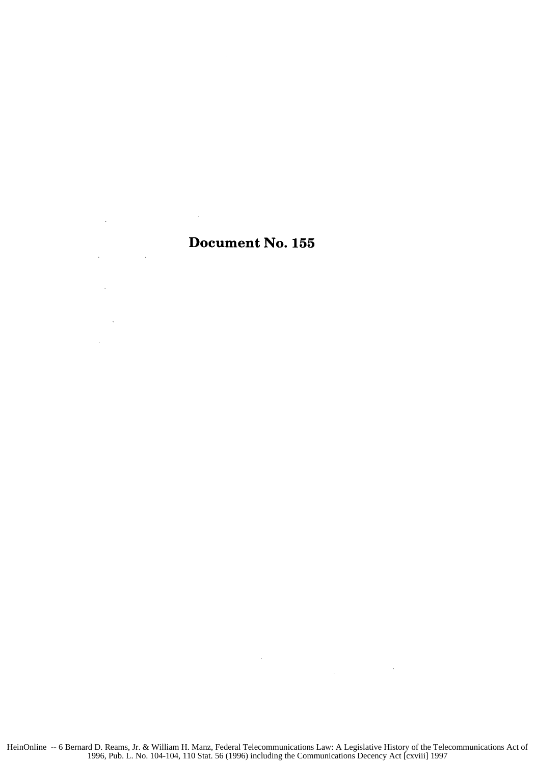# Document No. 155